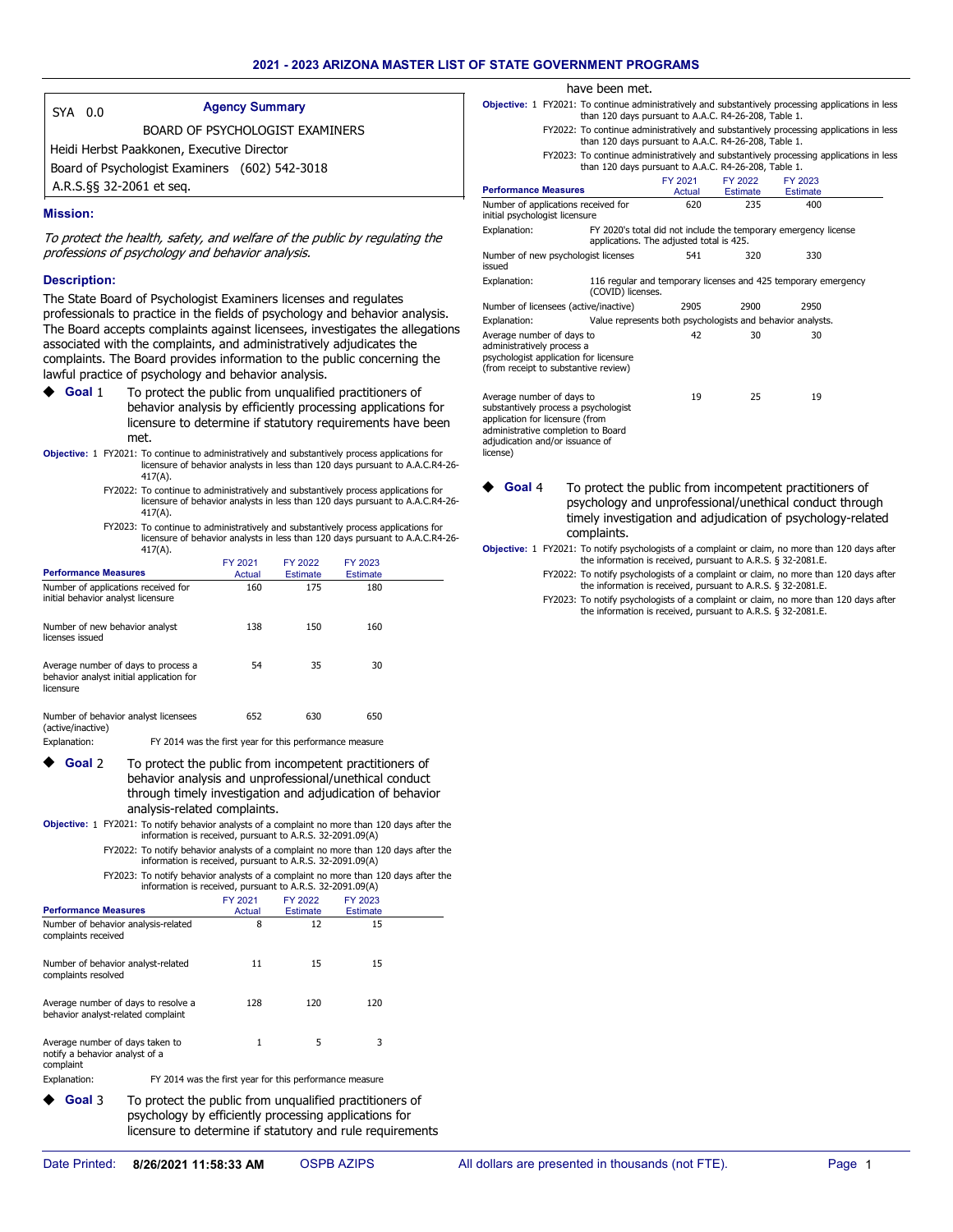# 2021 - 2023 ARIZONA MASTER LIST OF STATE GOVERNMENT PROGRAMS

SYA 0.0 **Agency Summary**

BOARD OF PSYCHOLOGIST EXAMINERS

Heidi Herbst Paakkonen, Executive Director

Board of Psychologist Examiners (602) 542-3018

A.R.S.§§ 32-2061 et seq.

### Mission:

*To protect the health, safety, and welfare of the public by regulating the professions of psychology and behavior analysis.*

### Description:

The State Board of Psychologist Examiners licenses and regulates professionals to practice in the fields of psychology and behavior analysis. The Board accepts complaints against licensees, investigates the allegations associated with the complaints, and administratively adjudicates the complaints. The Board provides information to the public concerning the lawful practice of psychology and behavior analysis.

◆ **Goal** 1 To protect the public from unqualified practitioners of behavior analysis by efficiently processing applications for licensure to determine if statutory requirements have been met.

**Objective:** 1 FY2021: To continue to administratively and substantively process applications for licensure of behavior analysts in less than 120 days pursuant to A.A.C.R4-26-417(A).

FY2022: To continue to administratively and substantively process applications for licensure of behavior analysts in less than 120 days pursuant to A.A.C.R4-26-417(A).

FY2023: To continue to administratively and substantively process applications for licensure of behavior analysts in less than 120 days pursuant to A.A.C.R4-26-417(A).

| Performance Measures | FY 2021 Actual | FY 2022 Estimate | FY 2023 Estimate |
|---|---|---|---|
| Number of applications received for initial behavior analyst licensure | 160 | 175 | 180 |
| Number of new behavior analyst licenses issued | 138 | 150 | 160 |
| Average number of days to process a behavior analyst initial application for licensure | 54 | 35 | 30 |
| Number of behavior analyst licensees (active/inactive) | 652 | 630 | 650 |

Explanation: FY 2014 was the first year for this performance measure

◆ **Goal** 2 To protect the public from incompetent practitioners of behavior analysis and unprofessional/unethical conduct through timely investigation and adjudication of behavior analysis-related complaints.

**Objective:** 1 FY2021: To notify behavior analysts of a complaint no more than 120 days after the information is received, pursuant to A.R.S. 32-2091.09(A)

FY2022: To notify behavior analysts of a complaint no more than 120 days after the information is received, pursuant to A.R.S. 32-2091.09(A)

FY2023: To notify behavior analysts of a complaint no more than 120 days after the information is received, pursuant to A.R.S. 32-2091.09(A)

| Performance Measures | FY 2021 Actual | FY 2022 Estimate | FY 2023 Estimate |
|---|---|---|---|
| Number of behavior analysis-related complaints received | 8 | 12 | 15 |
| Number of behavior analyst-related complaints resolved | 11 | 15 | 15 |
| Average number of days to resolve a behavior analyst-related complaint | 128 | 120 | 120 |
| Average number of days taken to notify a behavior analyst of a complaint | 1 | 5 | 3 |

Explanation: FY 2014 was the first year for this performance measure

◆ **Goal** 3 To protect the public from unqualified practitioners of psychology by efficiently processing applications for licensure to determine if statutory and rule requirements have been met.

**Objective:** 1 FY2021: To continue administratively and substantively processing applications in less than 120 days pursuant to A.A.C. R4-26-208, Table 1.

FY2022: To continue administratively and substantively processing applications in less than 120 days pursuant to A.A.C. R4-26-208, Table 1.

FY2023: To continue administratively and substantively processing applications in less than 120 days pursuant to A.A.C. R4-26-208, Table 1.

| Performance Measures | FY 2021 Actual | FY 2022 Estimate | FY 2023 Estimate |
|---|---|---|---|
| Number of applications received for initial psychologist licensure | 620 | 235 | 400 |
| Explanation: FY 2020's total did not include the temporary emergency license applications. The adjusted total is 425. | | | |
| Number of new psychologist licenses issued | 541 | 320 | 330 |
| Explanation: 116 regular and temporary licenses and 425 temporary emergency (COVID) licenses. | | | |
| Number of licensees (active/inactive) | 2905 | 2900 | 2950 |
| Explanation: Value represents both psychologists and behavior analysts. | | | |
| Average number of days to administratively process a psychologist application for licensure (from receipt to substantive review) | 42 | 30 | 30 |
| Average number of days to substantively process a psychologist application for licensure (from administrative completion to Board adjudication and/or issuance of license) | 19 | 25 | 19 |

◆ **Goal** 4 To protect the public from incompetent practitioners of psychology and unprofessional/unethical conduct through timely investigation and adjudication of psychology-related complaints.

**Objective:** 1 FY2021: To notify psychologists of a complaint or claim, no more than 120 days after the information is received, pursuant to A.R.S. § 32-2081.E.

FY2022: To notify psychologists of a complaint or claim, no more than 120 days after the information is received, pursuant to A.R.S. § 32-2081.E.

FY2023: To notify psychologists of a complaint or claim, no more than 120 days after the information is received, pursuant to A.R.S. § 32-2081.E.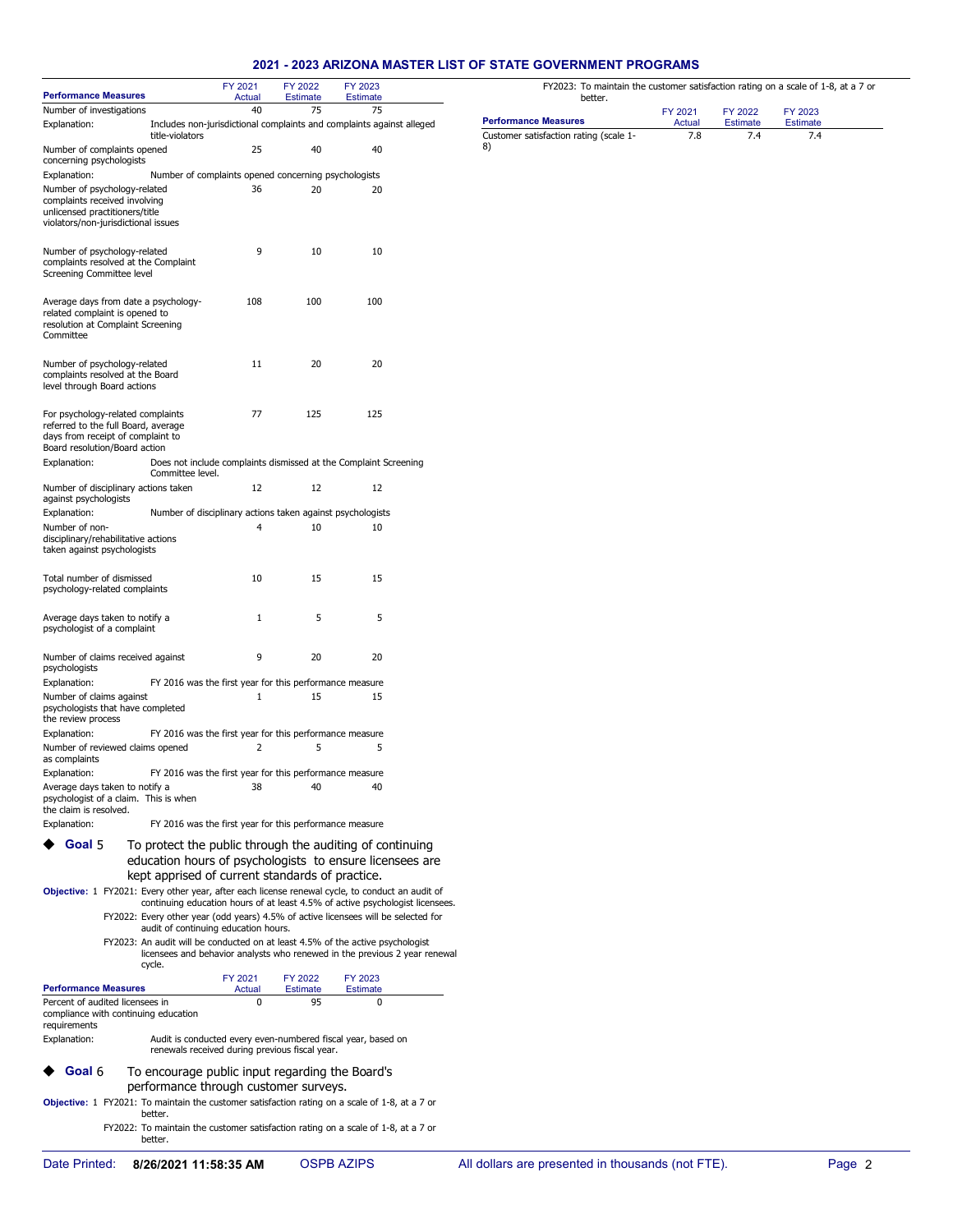| Performance Measures | FY 2021 Actual | FY 2022 Estimate | FY 2023 Estimate |
|---|---|---|---|
| Number of investigations | 40 | 75 | 75 |
| Explanation: Includes non-jurisdictional complaints and complaints against alleged title-violators | | | |
| Number of complaints opened concerning psychologists | 25 | 40 | 40 |
| Explanation: Number of complaints opened concerning psychologists | | | |
| Number of psychology-related complaints received involving unlicensed practitioners/title violators/non-jurisdictional issues | 36 | 20 | 20 |
| Number of psychology-related complaints resolved at the Complaint Screening Committee level | 9 | 10 | 10 |
| Average days from date a psychology-related complaint is opened to resolution at Complaint Screening Committee | 108 | 100 | 100 |
| Number of psychology-related complaints resolved at the Board level through Board actions | 11 | 20 | 20 |
| For psychology-related complaints referred to the full Board, average days from receipt of complaint to Board resolution/Board action | 77 | 125 | 125 |
| Explanation: Does not include complaints dismissed at the Complaint Screening Committee level. | | | |
| Number of disciplinary actions taken against psychologists | 12 | 12 | 12 |
| Explanation: Number of disciplinary actions taken against psychologists | | | |
| Number of non-disciplinary/rehabilitative actions taken against psychologists | 4 | 10 | 10 |
| Total number of dismissed psychology-related complaints | 10 | 15 | 15 |
| Average days taken to notify a psychologist of a complaint | 1 | 5 | 5 |
| Number of claims received against psychologists | 9 | 20 | 20 |
| Explanation: FY 2016 was the first year for this performance measure | | | |
| Number of claims against psychologists that have completed the review process | 1 | 15 | 15 |
| Explanation: FY 2016 was the first year for this performance measure | | | |
| Number of reviewed claims opened as complaints | 2 | 5 | 5 |
| Explanation: FY 2016 was the first year for this performance measure | | | |
| Average days taken to notify a psychologist of a claim. This is when the claim is resolved. | 38 | 40 | 40 |
| Explanation: FY 2016 was the first year for this performance measure | | | |

◆ **Goal 5** To protect the public through the auditing of continuing education hours of psychologists to ensure licensees are kept apprised of current standards of practice.

**Objective:** 1 FY2021: Every other year, after each license renewal cycle, to conduct an audit of continuing education hours of at least 4.5% of active psychologist licensees.

FY2022: Every other year (odd years) 4.5% of active licensees will be selected for audit of continuing education hours.

FY2023: An audit will be conducted on at least 4.5% of the active psychologist licensees and behavior analysts who renewed in the previous 2 year renewal cycle.

| Performance Measures | FY 2021 Actual | FY 2022 Estimate | FY 2023 Estimate |
|---|---|---|---|
| Percent of audited licensees in compliance with continuing education requirements | 0 | 95 | 0 |
| Explanation: Audit is conducted every even-numbered fiscal year, based on renewals received during previous fiscal year. | | | |

◆ **Goal 6** To encourage public input regarding the Board's performance through customer surveys.

**Objective:** 1 FY2021: To maintain the customer satisfaction rating on a scale of 1-8, at a 7 or better.

FY2022: To maintain the customer satisfaction rating on a scale of 1-8, at a 7 or better.

FY2023: To maintain the customer satisfaction rating on a scale of 1-8, at a 7 or better.

| Performance Measures | FY 2021 Actual | FY 2022 Estimate | FY 2023 Estimate |
|---|---|---|---|
| Customer satisfaction rating (scale 1-8) | 7.8 | 7.4 | 7.4 |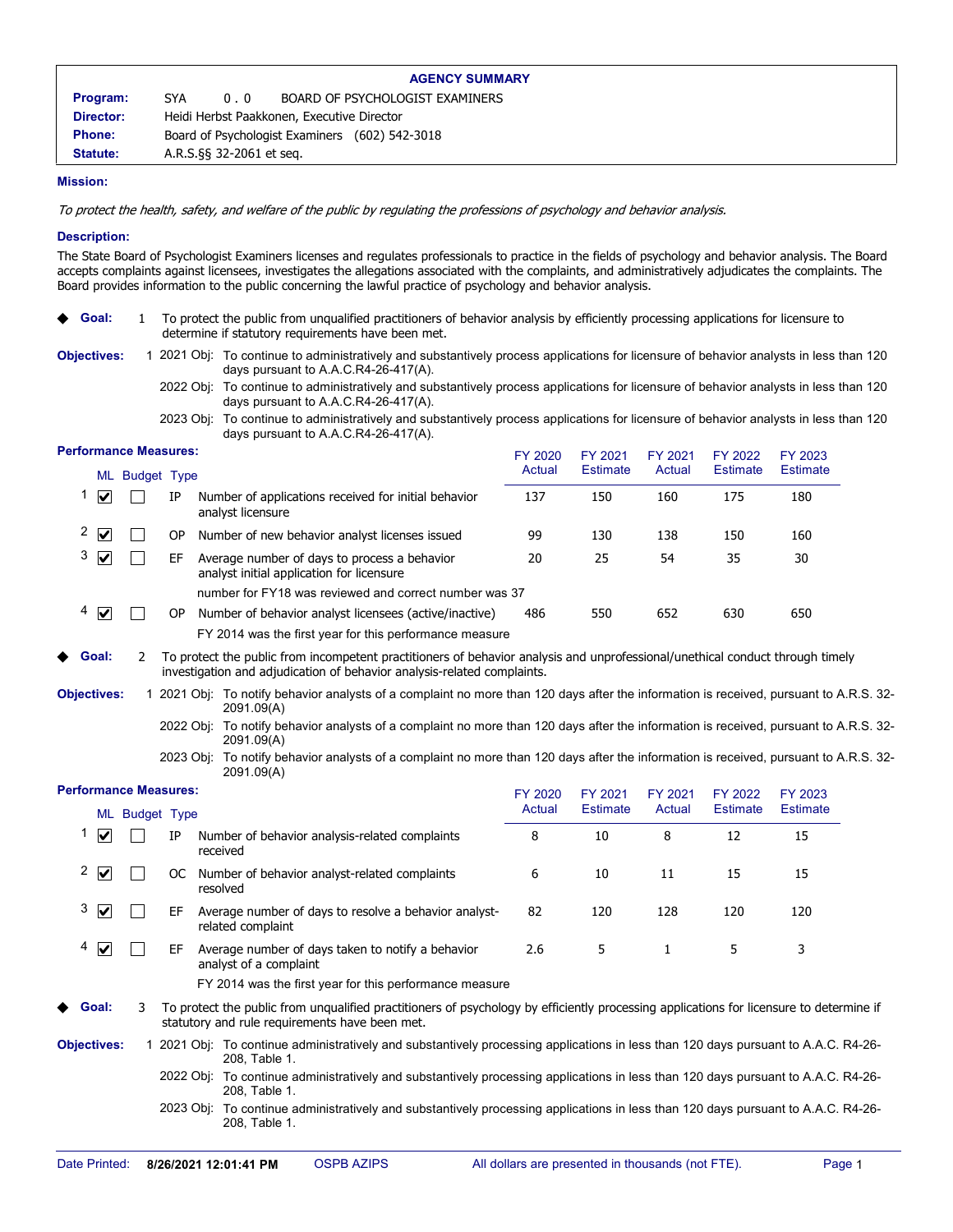## AGENCY SUMMARY

**Program:** SYA 0.0 BOARD OF PSYCHOLOGIST EXAMINERS
**Director:** Heidi Herbst Paakkonen, Executive Director
**Phone:** Board of Psychologist Examiners (602) 542-3018
**Statute:** A.R.S.§§ 32-2061 et seq.

### Mission:

*To protect the health, safety, and welfare of the public by regulating the professions of psychology and behavior analysis.*

### Description:

The State Board of Psychologist Examiners licenses and regulates professionals to practice in the fields of psychology and behavior analysis. The Board accepts complaints against licensees, investigates the allegations associated with the complaints, and administratively adjudicates the complaints. The Board provides information to the public concerning the lawful practice of psychology and behavior analysis.

◆ **Goal:** 1 To protect the public from unqualified practitioners of behavior analysis by efficiently processing applications for licensure to determine if statutory requirements have been met.

**Objectives:** 1
- 2021 Obj: To continue to administratively and substantively process applications for licensure of behavior analysts in less than 120 days pursuant to A.A.C.R4-26-417(A).
- 2022 Obj: To continue to administratively and substantively process applications for licensure of behavior analysts in less than 120 days pursuant to A.A.C.R4-26-417(A).
- 2023 Obj: To continue to administratively and substantively process applications for licensure of behavior analysts in less than 120 days pursuant to A.A.C.R4-26-417(A).

**Performance Measures:**

| # | ML | Budget | Type | Measure | FY 2020 Actual | FY 2021 Estimate | FY 2021 Actual | FY 2022 Estimate | FY 2023 Estimate |
|---|---|---|---|---|---|---|---|---|---|
| 1 | ☑ | ☐ | IP | Number of applications received for initial behavior analyst licensure | 137 | 150 | 160 | 175 | 180 |
| 2 | ☑ | ☐ | OP | Number of new behavior analyst licenses issued | 99 | 130 | 138 | 150 | 160 |
| 3 | ☑ | ☐ | EF | Average number of days to process a behavior analyst initial application for licensure | 20 | 25 | 54 | 35 | 30 |
| | | | | number for FY18 was reviewed and correct number was 37 | | | | | |
| 4 | ☑ | ☐ | OP | Number of behavior analyst licensees (active/inactive) | 486 | 550 | 652 | 630 | 650 |
| | | | | FY 2014 was the first year for this performance measure | | | | | |

◆ **Goal:** 2 To protect the public from incompetent practitioners of behavior analysis and unprofessional/unethical conduct through timely investigation and adjudication of behavior analysis-related complaints.

**Objectives:** 1
- 2021 Obj: To notify behavior analysts of a complaint no more than 120 days after the information is received, pursuant to A.R.S. 32-2091.09(A)
- 2022 Obj: To notify behavior analysts of a complaint no more than 120 days after the information is received, pursuant to A.R.S. 32-2091.09(A)
- 2023 Obj: To notify behavior analysts of a complaint no more than 120 days after the information is received, pursuant to A.R.S. 32-2091.09(A)

**Performance Measures:**

| # | ML | Budget | Type | Measure | FY 2020 Actual | FY 2021 Estimate | FY 2021 Actual | FY 2022 Estimate | FY 2023 Estimate |
|---|---|---|---|---|---|---|---|---|---|
| 1 | ☑ | ☐ | IP | Number of behavior analysis-related complaints received | 8 | 10 | 8 | 12 | 15 |
| 2 | ☑ | ☐ | OC | Number of behavior analyst-related complaints resolved | 6 | 10 | 11 | 15 | 15 |
| 3 | ☑ | ☐ | EF | Average number of days to resolve a behavior analyst-related complaint | 82 | 120 | 128 | 120 | 120 |
| 4 | ☑ | ☐ | EF | Average number of days taken to notify a behavior analyst of a complaint | 2.6 | 5 | 1 | 5 | 3 |
| | | | | FY 2014 was the first year for this performance measure | | | | | |

◆ **Goal:** 3 To protect the public from unqualified practitioners of psychology by efficiently processing applications for licensure to determine if statutory and rule requirements have been met.

**Objectives:** 1
- 2021 Obj: To continue administratively and substantively processing applications in less than 120 days pursuant to A.A.C. R4-26-208, Table 1.
- 2022 Obj: To continue administratively and substantively processing applications in less than 120 days pursuant to A.A.C. R4-26-208, Table 1.
- 2023 Obj: To continue administratively and substantively processing applications in less than 120 days pursuant to A.A.C. R4-26-208, Table 1.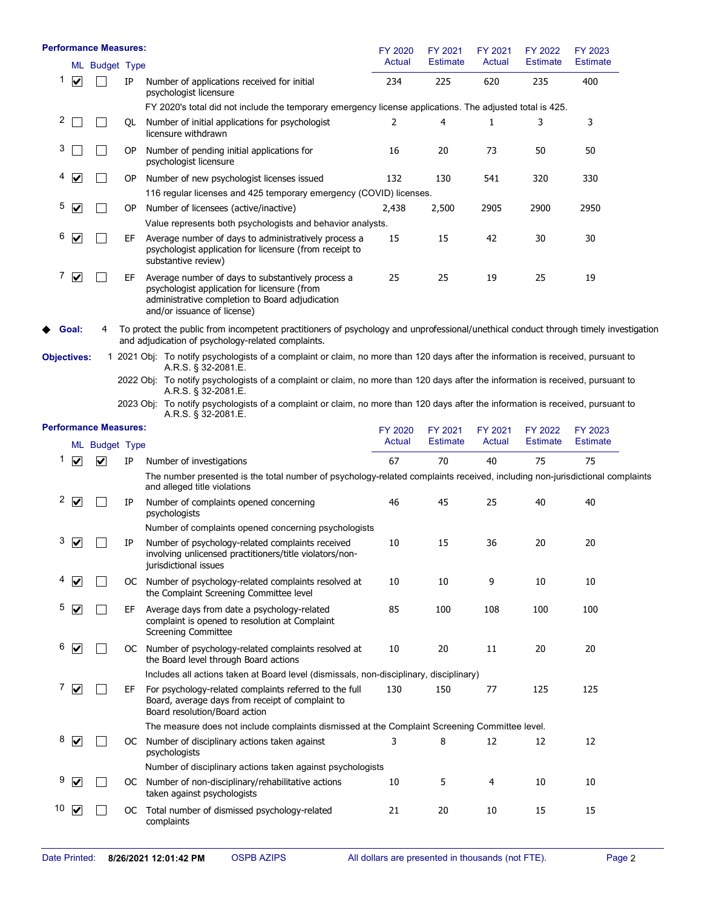**Performance Measures:**

| # | ML | Budget | Type | Measure | FY 2020 Actual | FY 2021 Estimate | FY 2021 Actual | FY 2022 Estimate | FY 2023 Estimate |
|---|---|---|---|---|---|---|---|---|---|
| 1 | ☑ | ☐ | IP | Number of applications received for initial psychologist licensure | 234 | 225 | 620 | 235 | 400 |
| | | | | FY 2020's total did not include the temporary emergency license applications. The adjusted total is 425. | | | | | |
| 2 | ☐ | ☐ | QL | Number of initial applications for psychologist licensure withdrawn | 2 | 4 | 1 | 3 | 3 |
| 3 | ☐ | ☐ | OP | Number of pending initial applications for psychologist licensure | 16 | 20 | 73 | 50 | 50 |
| 4 | ☑ | ☐ | OP | Number of new psychologist licenses issued | 132 | 130 | 541 | 320 | 330 |
| | | | | 116 regular licenses and 425 temporary emergency (COVID) licenses. | | | | | |
| 5 | ☑ | ☐ | OP | Number of licensees (active/inactive) | 2,438 | 2,500 | 2905 | 2900 | 2950 |
| | | | | Value represents both psychologists and behavior analysts. | | | | | |
| 6 | ☑ | ☐ | EF | Average number of days to administratively process a psychologist application for licensure (from receipt to substantive review) | 15 | 15 | 42 | 30 | 30 |
| 7 | ☑ | ☐ | EF | Average number of days to substantively process a psychologist application for licensure (from administrative completion to Board adjudication and/or issuance of license) | 25 | 25 | 19 | 25 | 19 |

◆ **Goal:** 4 To protect the public from incompetent practitioners of psychology and unprofessional/unethical conduct through timely investigation and adjudication of psychology-related complaints.

**Objectives:** 1

- 2021 Obj: To notify psychologists of a complaint or claim, no more than 120 days after the information is received, pursuant to A.R.S. § 32-2081.E.
- 2022 Obj: To notify psychologists of a complaint or claim, no more than 120 days after the information is received, pursuant to A.R.S. § 32-2081.E.
- 2023 Obj: To notify psychologists of a complaint or claim, no more than 120 days after the information is received, pursuant to A.R.S. § 32-2081.E.

**Performance Measures:**

| # | ML | Budget | Type | Measure | FY 2020 Actual | FY 2021 Estimate | FY 2021 Actual | FY 2022 Estimate | FY 2023 Estimate |
|---|---|---|---|---|---|---|---|---|---|
| 1 | ☑ | ☑ | IP | Number of investigations | 67 | 70 | 40 | 75 | 75 |
| | | | | The number presented is the total number of psychology-related complaints received, including non-jurisdictional complaints and alleged title violations | | | | | |
| 2 | ☑ | ☐ | IP | Number of complaints opened concerning psychologists | 46 | 45 | 25 | 40 | 40 |
| | | | | Number of complaints opened concerning psychologists | | | | | |
| 3 | ☑ | ☐ | IP | Number of psychology-related complaints received involving unlicensed practitioners/title violators/non-jurisdictional issues | 10 | 15 | 36 | 20 | 20 |
| 4 | ☑ | ☐ | OC | Number of psychology-related complaints resolved at the Complaint Screening Committee level | 10 | 10 | 9 | 10 | 10 |
| 5 | ☑ | ☐ | EF | Average days from date a psychology-related complaint is opened to resolution at Complaint Screening Committee | 85 | 100 | 108 | 100 | 100 |
| 6 | ☑ | ☐ | OC | Number of psychology-related complaints resolved at the Board level through Board actions | 10 | 20 | 11 | 20 | 20 |
| | | | | Includes all actions taken at Board level (dismissals, non-disciplinary, disciplinary) | | | | | |
| 7 | ☑ | ☐ | EF | For psychology-related complaints referred to the full Board, average days from receipt of complaint to Board resolution/Board action | 130 | 150 | 77 | 125 | 125 |
| | | | | The measure does not include complaints dismissed at the Complaint Screening Committee level. | | | | | |
| 8 | ☑ | ☐ | OC | Number of disciplinary actions taken against psychologists | 3 | 8 | 12 | 12 | 12 |
| | | | | Number of disciplinary actions taken against psychologists | | | | | |
| 9 | ☑ | ☐ | OC | Number of non-disciplinary/rehabilitative actions taken against psychologists | 10 | 5 | 4 | 10 | 10 |
| 10 | ☑ | ☐ | OC | Total number of dismissed psychology-related complaints | 21 | 20 | 10 | 15 | 15 |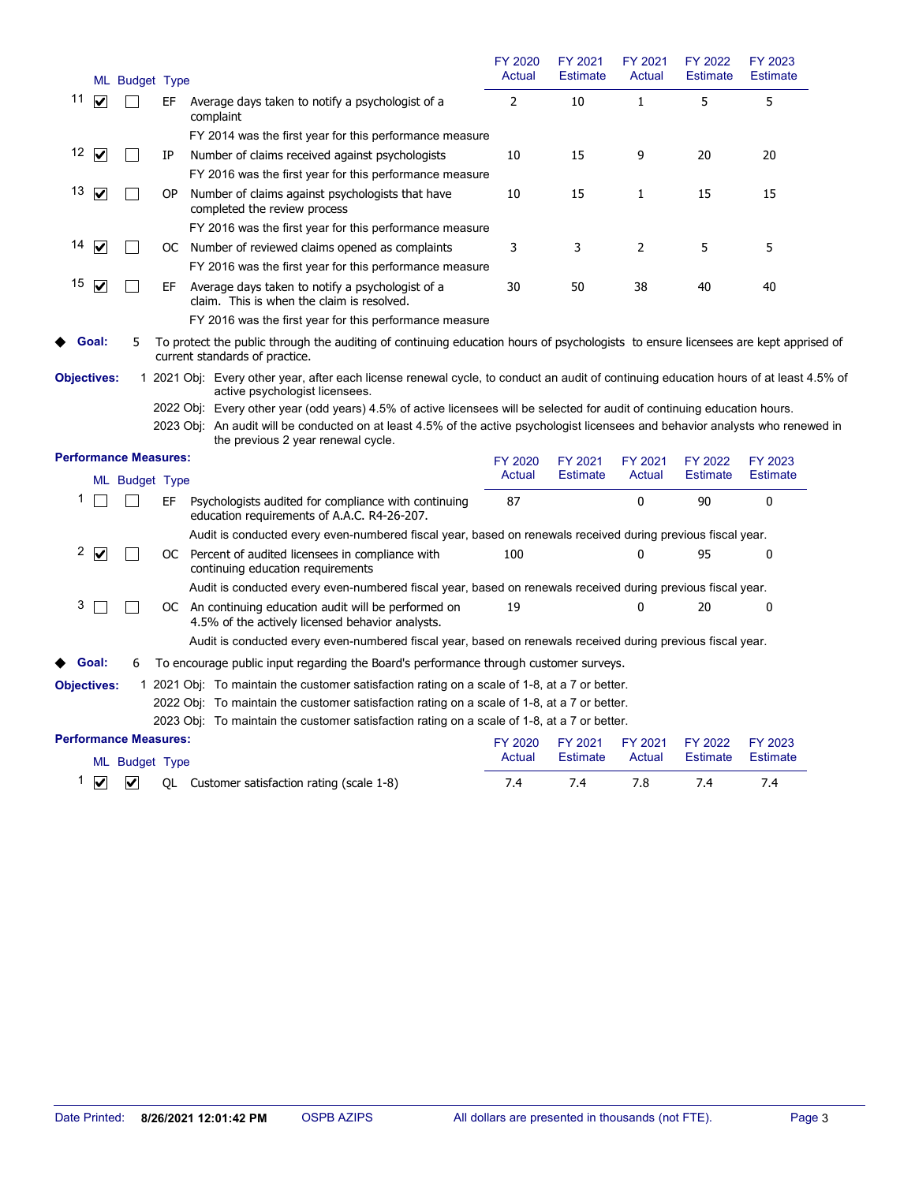| # | ML | Budget | Type | | FY 2020 Actual | FY 2021 Estimate | FY 2021 Actual | FY 2022 Estimate | FY 2023 Estimate |
|---|---|---|---|---|---|---|---|---|---|
| 11 | ☑ | ☐ | EF | Average days taken to notify a psychologist of a complaint | 2 | 10 | 1 | 5 | 5 |
| | | | | FY 2014 was the first year for this performance measure | | | | | |
| 12 | ☑ | ☐ | IP | Number of claims received against psychologists | 10 | 15 | 9 | 20 | 20 |
| | | | | FY 2016 was the first year for this performance measure | | | | | |
| 13 | ☑ | ☐ | OP | Number of claims against psychologists that have completed the review process | 10 | 15 | 1 | 15 | 15 |
| | | | | FY 2016 was the first year for this performance measure | | | | | |
| 14 | ☑ | ☐ | OC | Number of reviewed claims opened as complaints | 3 | 3 | 2 | 5 | 5 |
| | | | | FY 2016 was the first year for this performance measure | | | | | |
| 15 | ☑ | ☐ | EF | Average days taken to notify a psychologist of a claim. This is when the claim is resolved. | 30 | 50 | 38 | 40 | 40 |
| | | | | FY 2016 was the first year for this performance measure | | | | | |

◆ **Goal:** 5 To protect the public through the auditing of continuing education hours of psychologists to ensure licensees are kept apprised of current standards of practice.

**Objectives:** 1 2021 Obj: Every other year, after each license renewal cycle, to conduct an audit of continuing education hours of at least 4.5% of active psychologist licensees.

2022 Obj: Every other year (odd years) 4.5% of active licensees will be selected for audit of continuing education hours.

2023 Obj: An audit will be conducted on at least 4.5% of the active psychologist licensees and behavior analysts who renewed in the previous 2 year renewal cycle.

**Performance Measures:**

| # | ML | Budget | Type | | FY 2020 Actual | FY 2021 Estimate | FY 2021 Actual | FY 2022 Estimate | FY 2023 Estimate |
|---|---|---|---|---|---|---|---|---|---|
| 1 | ☐ | ☐ | EF | Psychologists audited for compliance with continuing education requirements of A.A.C. R4-26-207. | 87 | | 0 | 90 | 0 |
| | | | | Audit is conducted every even-numbered fiscal year, based on renewals received during previous fiscal year. | | | | | |
| 2 | ☑ | ☐ | OC | Percent of audited licensees in compliance with continuing education requirements | 100 | | 0 | 95 | 0 |
| | | | | Audit is conducted every even-numbered fiscal year, based on renewals received during previous fiscal year. | | | | | |
| 3 | ☐ | ☐ | OC | An continuing education audit will be performed on 4.5% of the actively licensed behavior analysts. | 19 | | 0 | 20 | 0 |
| | | | | Audit is conducted every even-numbered fiscal year, based on renewals received during previous fiscal year. | | | | | |

◆ **Goal:** 6 To encourage public input regarding the Board's performance through customer surveys.

**Objectives:** 1 2021 Obj: To maintain the customer satisfaction rating on a scale of 1-8, at a 7 or better.

2022 Obj: To maintain the customer satisfaction rating on a scale of 1-8, at a 7 or better.

2023 Obj: To maintain the customer satisfaction rating on a scale of 1-8, at a 7 or better.

**Performance Measures:**

| # | ML | Budget | Type | | FY 2020 Actual | FY 2021 Estimate | FY 2021 Actual | FY 2022 Estimate | FY 2023 Estimate |
|---|---|---|---|---|---|---|---|---|---|
| 1 | ☑ | ☑ | QL | Customer satisfaction rating (scale 1-8) | 7.4 | 7.4 | 7.8 | 7.4 | 7.4 |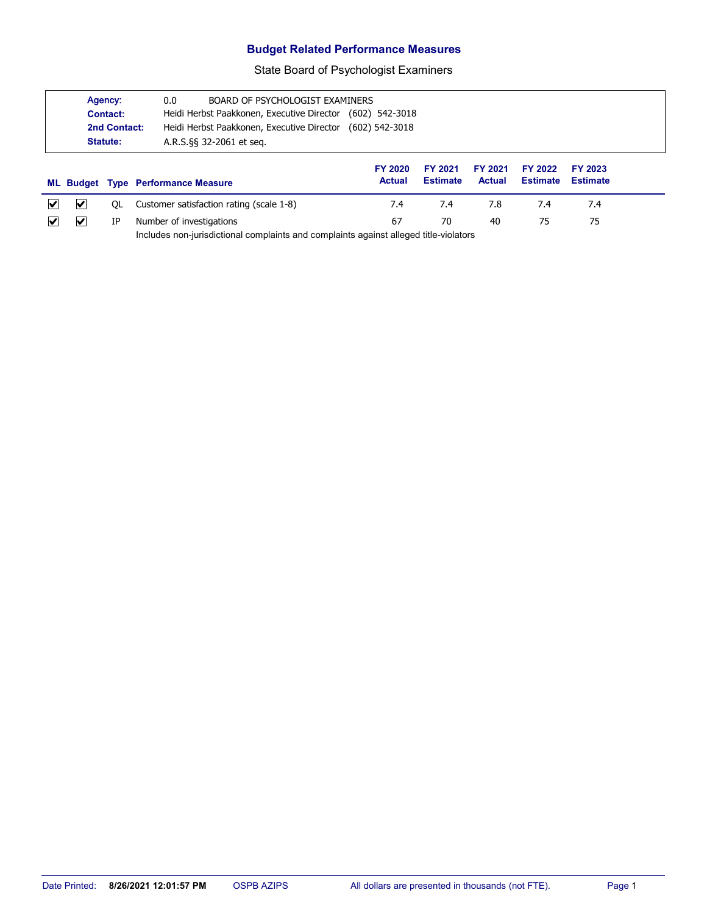# Budget Related Performance Measures

State Board of Psychologist Examiners

**Agency:** 0.0 BOARD OF PSYCHOLOGIST EXAMINERS
**Contact:** Heidi Herbst Paakkonen, Executive Director (602) 542-3018
**2nd Contact:** Heidi Herbst Paakkonen, Executive Director (602) 542-3018
**Statute:** A.R.S.§§ 32-2061 et seq.

| ML | Budget | Type | Performance Measure | FY 2020 Actual | FY 2021 Estimate | FY 2021 Actual | FY 2022 Estimate | FY 2023 Estimate |
|---|---|---|---|---|---|---|---|---|
| ☑ | ☑ | QL | Customer satisfaction rating (scale 1-8) | 7.4 | 7.4 | 7.8 | 7.4 | 7.4 |
| ☑ | ☑ | IP | Number of investigations<br>Includes non-jurisdictional complaints and complaints against alleged title-violators | 67 | 70 | 40 | 75 | 75 |

Date Printed: 8/26/2021 12:01:57 PM OSPB AZIPS All dollars are presented in thousands (not FTE).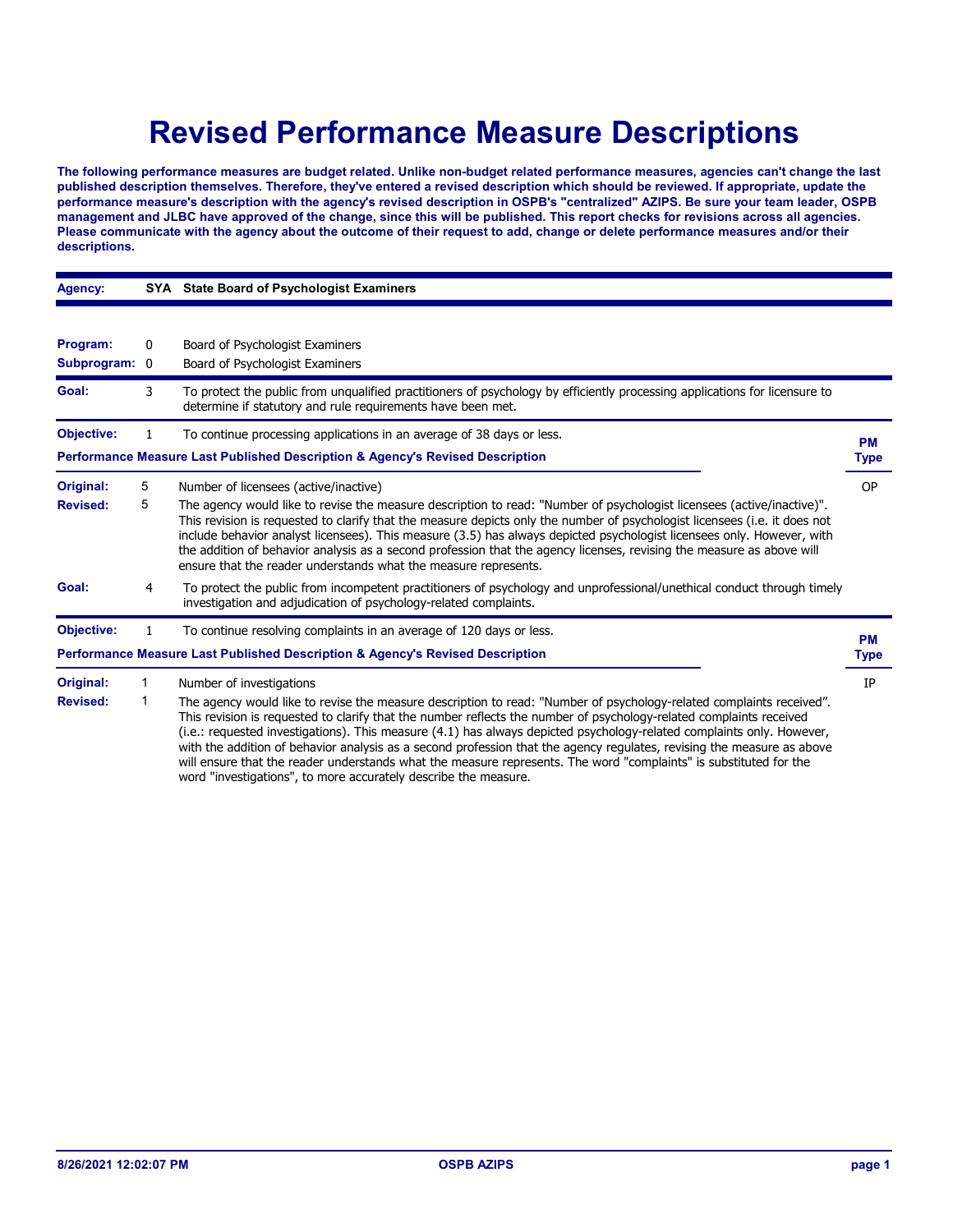# Revised Performance Measure Descriptions

**The following performance measures are budget related. Unlike non-budget related performance measures, agencies can't change the last published description themselves. Therefore, they've entered a revised description which should be reviewed. If appropriate, update the performance measure's description with the agency's revised description in OSPB's "centralized" AZIPS. Be sure your team leader, OSPB management and JLBC have approved of the change, since this will be published. This report checks for revisions across all agencies. Please communicate with the agency about the outcome of their request to add, change or delete performance measures and/or their descriptions.**

**Agency:** SYA **State Board of Psychologist Examiners**

**Program:** 0 Board of Psychologist Examiners

**Subprogram:** 0 Board of Psychologist Examiners

**Goal:** 3 To protect the public from unqualified practitioners of psychology by efficiently processing applications for licensure to determine if statutory and rule requirements have been met.

**Objective:** 1 To continue processing applications in an average of 38 days or less.

| Performance Measure Last Published Description & Agency's Revised Description | | | PM Type |
|---|---|---|---|
| **Original:** | 5 | Number of licensees (active/inactive) | OP |
| **Revised:** | 5 | The agency would like to revise the measure description to read: "Number of psychologist licensees (active/inactive)". This revision is requested to clarify that the measure depicts only the number of psychologist licensees (i.e. it does not include behavior analyst licensees). This measure (3.5) has always depicted psychologist licensees only. However, with the addition of behavior analysis as a second profession that the agency licenses, revising the measure as above will ensure that the reader understands what the measure represents. | |

**Goal:** 4 To protect the public from incompetent practitioners of psychology and unprofessional/unethical conduct through timely investigation and adjudication of psychology-related complaints.

**Objective:** 1 To continue resolving complaints in an average of 120 days or less.

| Performance Measure Last Published Description & Agency's Revised Description | | | PM Type |
|---|---|---|---|
| **Original:** | 1 | Number of investigations | IP |
| **Revised:** | 1 | The agency would like to revise the measure description to read: "Number of psychology-related complaints received". This revision is requested to clarify that the number reflects the number of psychology-related complaints received (i.e.: requested investigations). This measure (4.1) has always depicted psychology-related complaints only. However, with the addition of behavior analysis as a second profession that the agency regulates, revising the measure as above will ensure that the reader understands what the measure represents. The word "complaints" is substituted for the word "investigations", to more accurately describe the measure. | |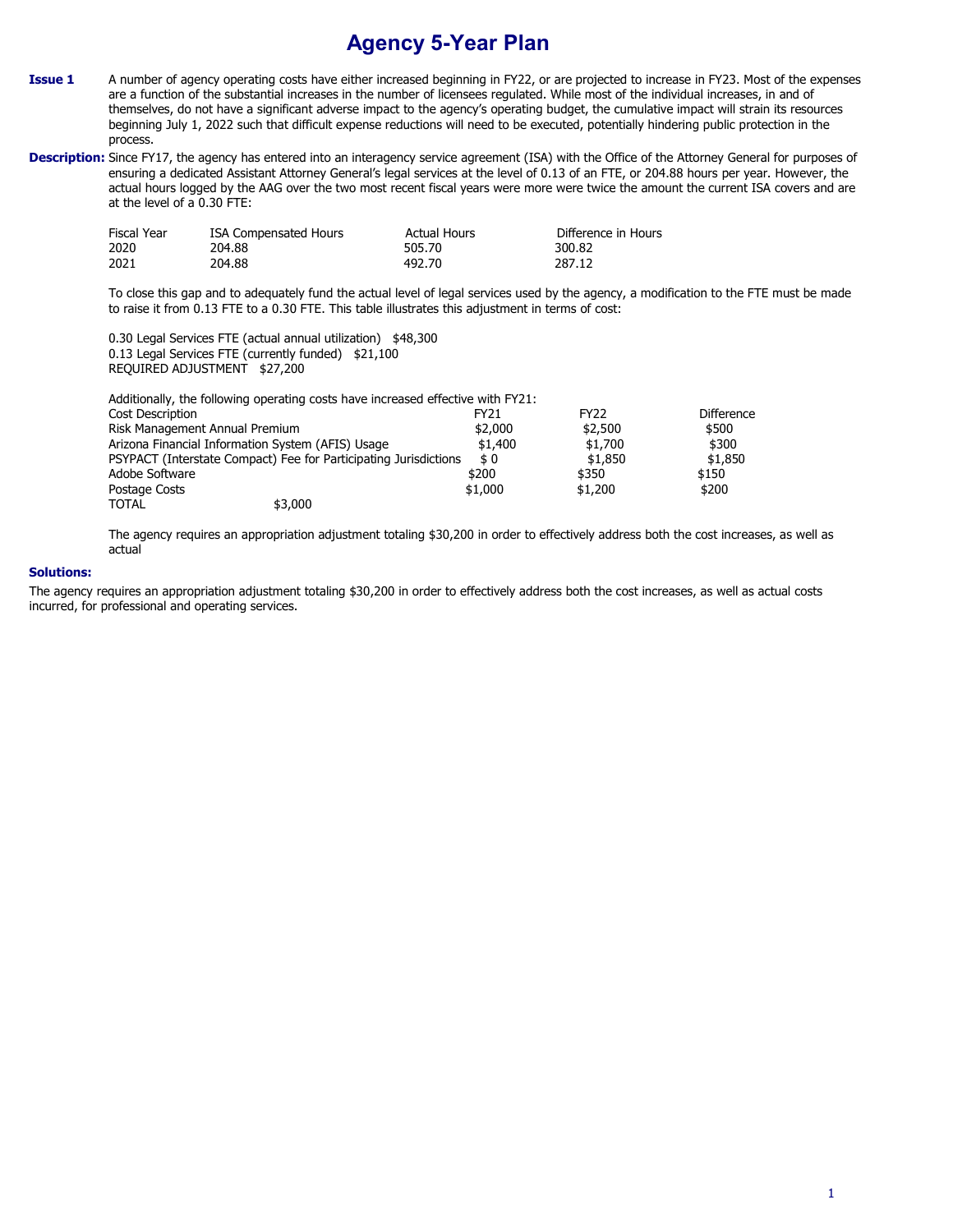# Agency 5-Year Plan

**Issue 1** A number of agency operating costs have either increased beginning in FY22, or are projected to increase in FY23. Most of the expenses are a function of the substantial increases in the number of licensees regulated. While most of the individual increases, in and of themselves, do not have a significant adverse impact to the agency's operating budget, the cumulative impact will strain its resources beginning July 1, 2022 such that difficult expense reductions will need to be executed, potentially hindering public protection in the process.

**Description:** Since FY17, the agency has entered into an interagency service agreement (ISA) with the Office of the Attorney General for purposes of ensuring a dedicated Assistant Attorney General's legal services at the level of 0.13 of an FTE, or 204.88 hours per year. However, the actual hours logged by the AAG over the two most recent fiscal years were more were twice the amount the current ISA covers and are at the level of a 0.30 FTE:

| Fiscal Year | ISA Compensated Hours | Actual Hours | Difference in Hours |
|---|---|---|---|
| 2020 | 204.88 | 505.70 | 300.82 |
| 2021 | 204.88 | 492.70 | 287.12 |

To close this gap and to adequately fund the actual level of legal services used by the agency, a modification to the FTE must be made to raise it from 0.13 FTE to a 0.30 FTE. This table illustrates this adjustment in terms of cost:

| | |
|---|---|
| 0.30 Legal Services FTE (actual annual utilization) | $48,300 |
| 0.13 Legal Services FTE (currently funded) | $21,100 |
| REQUIRED ADJUSTMENT | $27,200 |

Additionally, the following operating costs have increased effective with FY21:

| Cost Description | FY21 | FY22 | Difference |
|---|---|---|---|
| Risk Management Annual Premium | $2,000 | $2,500 | $500 |
| Arizona Financial Information System (AFIS) Usage | $1,400 | $1,700 | $300 |
| PSYPACT (Interstate Compact) Fee for Participating Jurisdictions | $ 0 | $1,850 | $1,850 |
| Adobe Software | $200 | $350 | $150 |
| Postage Costs | $1,000 | $1,200 | $200 |
| TOTAL $3,000 | | | |

The agency requires an appropriation adjustment totaling $30,200 in order to effectively address both the cost increases, as well as actual

**Solutions:**

The agency requires an appropriation adjustment totaling $30,200 in order to effectively address both the cost increases, as well as actual costs incurred, for professional and operating services.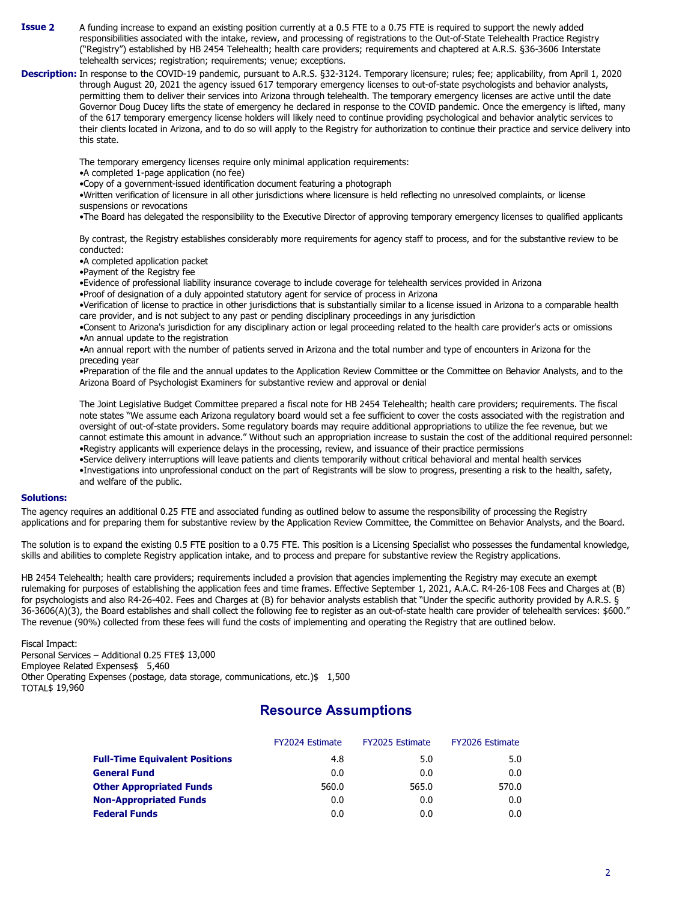**Issue 2** A funding increase to expand an existing position currently at a 0.5 FTE to a 0.75 FTE is required to support the newly added responsibilities associated with the intake, review, and processing of registrations to the Out-of-State Telehealth Practice Registry ("Registry") established by HB 2454 Telehealth; health care providers; requirements and chaptered at A.R.S. §36-3606 Interstate telehealth services; registration; requirements; venue; exceptions.

**Description:** In response to the COVID-19 pandemic, pursuant to A.R.S. §32-3124. Temporary licensure; rules; fee; applicability, from April 1, 2020 through August 20, 2021 the agency issued 617 temporary emergency licenses to out-of-state psychologists and behavior analysts, permitting them to deliver their services into Arizona through telehealth. The temporary emergency licenses are active until the date Governor Doug Ducey lifts the state of emergency he declared in response to the COVID pandemic. Once the emergency is lifted, many of the 617 temporary emergency license holders will likely need to continue providing psychological and behavior analytic services to their clients located in Arizona, and to do so will apply to the Registry for authorization to continue their practice and service delivery into this state.

The temporary emergency licenses require only minimal application requirements:

- A completed 1-page application (no fee)
- Copy of a government-issued identification document featuring a photograph
- Written verification of licensure in all other jurisdictions where licensure is held reflecting no unresolved complaints, or license suspensions or revocations
- The Board has delegated the responsibility to the Executive Director of approving temporary emergency licenses to qualified applicants

By contrast, the Registry establishes considerably more requirements for agency staff to process, and for the substantive review to be conducted:

- A completed application packet
- Payment of the Registry fee
- Evidence of professional liability insurance coverage to include coverage for telehealth services provided in Arizona
- Proof of designation of a duly appointed statutory agent for service of process in Arizona
- Verification of license to practice in other jurisdictions that is substantially similar to a license issued in Arizona to a comparable health care provider, and is not subject to any past or pending disciplinary proceedings in any jurisdiction
- Consent to Arizona's jurisdiction for any disciplinary action or legal proceeding related to the health care provider's acts or omissions
- An annual update to the registration
- An annual report with the number of patients served in Arizona and the total number and type of encounters in Arizona for the preceding year
- Preparation of the file and the annual updates to the Application Review Committee or the Committee on Behavior Analysts, and to the Arizona Board of Psychologist Examiners for substantive review and approval or denial

The Joint Legislative Budget Committee prepared a fiscal note for HB 2454 Telehealth; health care providers; requirements. The fiscal note states "We assume each Arizona regulatory board would set a fee sufficient to cover the costs associated with the registration and oversight of out-of-state providers. Some regulatory boards may require additional appropriations to utilize the fee revenue, but we cannot estimate this amount in advance." Without such an appropriation increase to sustain the cost of the additional required personnel:

- Registry applicants will experience delays in the processing, review, and issuance of their practice permissions
- Service delivery interruptions will leave patients and clients temporarily without critical behavioral and mental health services
- Investigations into unprofessional conduct on the part of Registrants will be slow to progress, presenting a risk to the health, safety, and welfare of the public.

**Solutions:**

The agency requires an additional 0.25 FTE and associated funding as outlined below to assume the responsibility of processing the Registry applications and for preparing them for substantive review by the Application Review Committee, the Committee on Behavior Analysts, and the Board.

The solution is to expand the existing 0.5 FTE position to a 0.75 FTE. This position is a Licensing Specialist who possesses the fundamental knowledge, skills and abilities to complete Registry application intake, and to process and prepare for substantive review the Registry applications.

HB 2454 Telehealth; health care providers; requirements included a provision that agencies implementing the Registry may execute an exempt rulemaking for purposes of establishing the application fees and time frames. Effective September 1, 2021, A.A.C. R4-26-108 Fees and Charges at (B) for psychologists and also R4-26-402. Fees and Charges at (B) for behavior analysts establish that "Under the specific authority provided by A.R.S. § 36-3606(A)(3), the Board establishes and shall collect the following fee to register as an out-of-state health care provider of telehealth services: $600." The revenue (90%) collected from these fees will fund the costs of implementing and operating the Registry that are outlined below.

Fiscal Impact:
Personal Services – Additional 0.25 FTE$ 13,000
Employee Related Expenses$ 5,460
Other Operating Expenses (postage, data storage, communications, etc.)$ 1,500
TOTAL$ 19,960

## Resource Assumptions

| | FY2024 Estimate | FY2025 Estimate | FY2026 Estimate |
|---|---|---|---|
| **Full-Time Equivalent Positions** | 4.8 | 5.0 | 5.0 |
| **General Fund** | 0.0 | 0.0 | 0.0 |
| **Other Appropriated Funds** | 560.0 | 565.0 | 570.0 |
| **Non-Appropriated Funds** | 0.0 | 0.0 | 0.0 |
| **Federal Funds** | 0.0 | 0.0 | 0.0 |